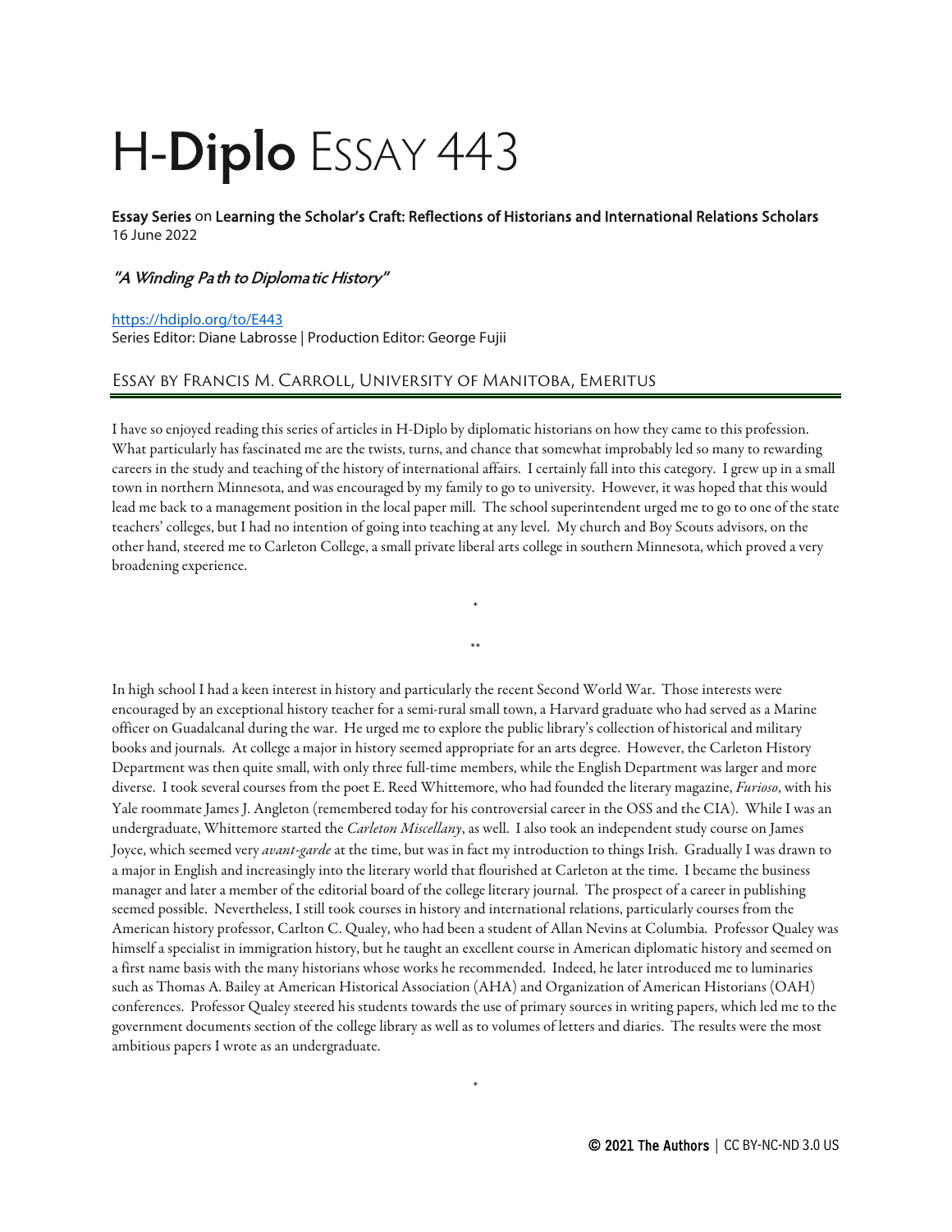# H-Diplo Essay 443

**Essay Series** on **Learning the Scholar's Craft: Reflections of Historians and International Relations Scholars**
16 June 2022

## *"A Winding Path to Diplomatic History"*

https://hdiplo.org/to/E443
Series Editor: Diane Labrosse | Production Editor: George Fujii

### Essay by Francis M. Carroll, University of Manitoba, Emeritus

I have so enjoyed reading this series of articles in H-Diplo by diplomatic historians on how they came to this profession. What particularly has fascinated me are the twists, turns, and chance that somewhat improbably led so many to rewarding careers in the study and teaching of the history of international affairs. I certainly fall into this category. I grew up in a small town in northern Minnesota, and was encouraged by my family to go to university. However, it was hoped that this would lead me back to a management position in the local paper mill. The school superintendent urged me to go to one of the state teachers' colleges, but I had no intention of going into teaching at any level. My church and Boy Scouts advisors, on the other hand, steered me to Carleton College, a small private liberal arts college in southern Minnesota, which proved a very broadening experience.

*

**

In high school I had a keen interest in history and particularly the recent Second World War. Those interests were encouraged by an exceptional history teacher for a semi-rural small town, a Harvard graduate who had served as a Marine officer on Guadalcanal during the war. He urged me to explore the public library's collection of historical and military books and journals. At college a major in history seemed appropriate for an arts degree. However, the Carleton History Department was then quite small, with only three full-time members, while the English Department was larger and more diverse. I took several courses from the poet E. Reed Whittemore, who had founded the literary magazine, *Furioso*, with his Yale roommate James J. Angleton (remembered today for his controversial career in the OSS and the CIA). While I was an undergraduate, Whittemore started the *Carleton Miscellany*, as well. I also took an independent study course on James Joyce, which seemed very *avant-garde* at the time, but was in fact my introduction to things Irish. Gradually I was drawn to a major in English and increasingly into the literary world that flourished at Carleton at the time. I became the business manager and later a member of the editorial board of the college literary journal. The prospect of a career in publishing seemed possible. Nevertheless, I still took courses in history and international relations, particularly courses from the American history professor, Carlton C. Qualey, who had been a student of Allan Nevins at Columbia. Professor Qualey was himself a specialist in immigration history, but he taught an excellent course in American diplomatic history and seemed on a first name basis with the many historians whose works he recommended. Indeed, he later introduced me to luminaries such as Thomas A. Bailey at American Historical Association (AHA) and Organization of American Historians (OAH) conferences. Professor Qualey steered his students towards the use of primary sources in writing papers, which led me to the government documents section of the college library as well as to volumes of letters and diaries. The results were the most ambitious papers I wrote as an undergraduate.

*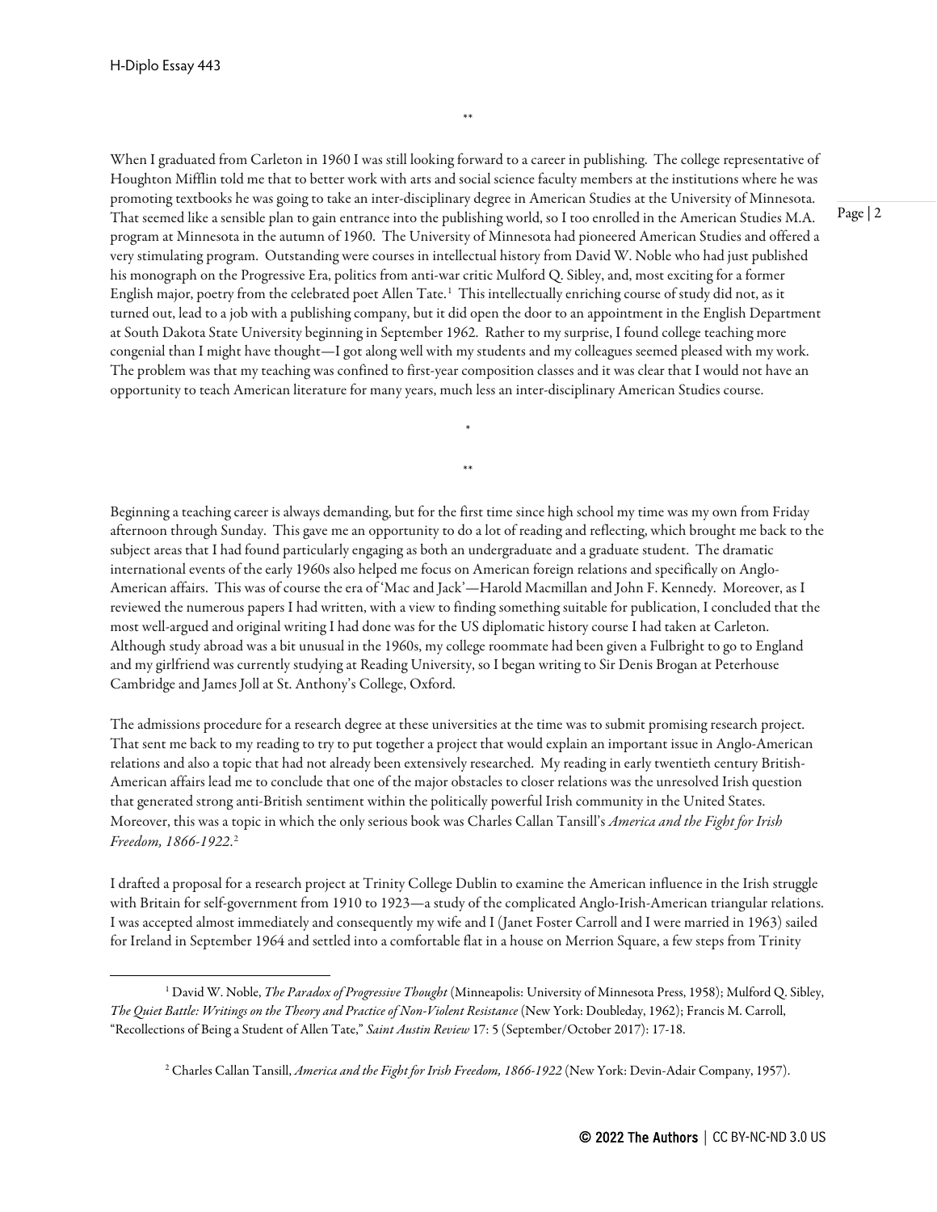\*\*

When I graduated from Carleton in 1960 I was still looking forward to a career in publishing. The college representative of Houghton Mifflin told me that to better work with arts and social science faculty members at the institutions where he was promoting textbooks he was going to take an inter-disciplinary degree in American Studies at the University of Minnesota. That seemed like a sensible plan to gain entrance into the publishing world, so I too enrolled in the American Studies M.A. program at Minnesota in the autumn of 1960. The University of Minnesota had pioneered American Studies and offered a very stimulating program. Outstanding were courses in intellectual history from David W. Noble who had just published his monograph on the Progressive Era, politics from anti-war critic Mulford Q. Sibley, and, most exciting for a former English major, poetry from the celebrated poet Allen Tate.[1] This intellectually enriching course of study did not, as it turned out, lead to a job with a publishing company, but it did open the door to an appointment in the English Department at South Dakota State University beginning in September 1962. Rather to my surprise, I found college teaching more congenial than I might have thought—I got along well with my students and my colleagues seemed pleased with my work. The problem was that my teaching was confined to first-year composition classes and it was clear that I would not have an opportunity to teach American literature for many years, much less an inter-disciplinary American Studies course.

\*

\*\*

Beginning a teaching career is always demanding, but for the first time since high school my time was my own from Friday afternoon through Sunday. This gave me an opportunity to do a lot of reading and reflecting, which brought me back to the subject areas that I had found particularly engaging as both an undergraduate and a graduate student. The dramatic international events of the early 1960s also helped me focus on American foreign relations and specifically on Anglo-American affairs. This was of course the era of 'Mac and Jack'—Harold Macmillan and John F. Kennedy. Moreover, as I reviewed the numerous papers I had written, with a view to finding something suitable for publication, I concluded that the most well-argued and original writing I had done was for the US diplomatic history course I had taken at Carleton. Although study abroad was a bit unusual in the 1960s, my college roommate had been given a Fulbright to go to England and my girlfriend was currently studying at Reading University, so I began writing to Sir Denis Brogan at Peterhouse Cambridge and James Joll at St. Anthony's College, Oxford.

The admissions procedure for a research degree at these universities at the time was to submit promising research project. That sent me back to my reading to try to put together a project that would explain an important issue in Anglo-American relations and also a topic that had not already been extensively researched. My reading in early twentieth century British-American affairs lead me to conclude that one of the major obstacles to closer relations was the unresolved Irish question that generated strong anti-British sentiment within the politically powerful Irish community in the United States. Moreover, this was a topic in which the only serious book was Charles Callan Tansill's *America and the Fight for Irish Freedom, 1866-1922*.[2]

I drafted a proposal for a research project at Trinity College Dublin to examine the American influence in the Irish struggle with Britain for self-government from 1910 to 1923—a study of the complicated Anglo-Irish-American triangular relations. I was accepted almost immediately and consequently my wife and I (Janet Foster Carroll and I were married in 1963) sailed for Ireland in September 1964 and settled into a comfortable flat in a house on Merrion Square, a few steps from Trinity

[1] David W. Noble, *The Paradox of Progressive Thought* (Minneapolis: University of Minnesota Press, 1958); Mulford Q. Sibley, *The Quiet Battle: Writings on the Theory and Practice of Non-Violent Resistance* (New York: Doubleday, 1962); Francis M. Carroll, "Recollections of Being a Student of Allen Tate," *Saint Austin Review* 17: 5 (September/October 2017): 17-18.

[2] Charles Callan Tansill, *America and the Fight for Irish Freedom, 1866-1922* (New York: Devin-Adair Company, 1957).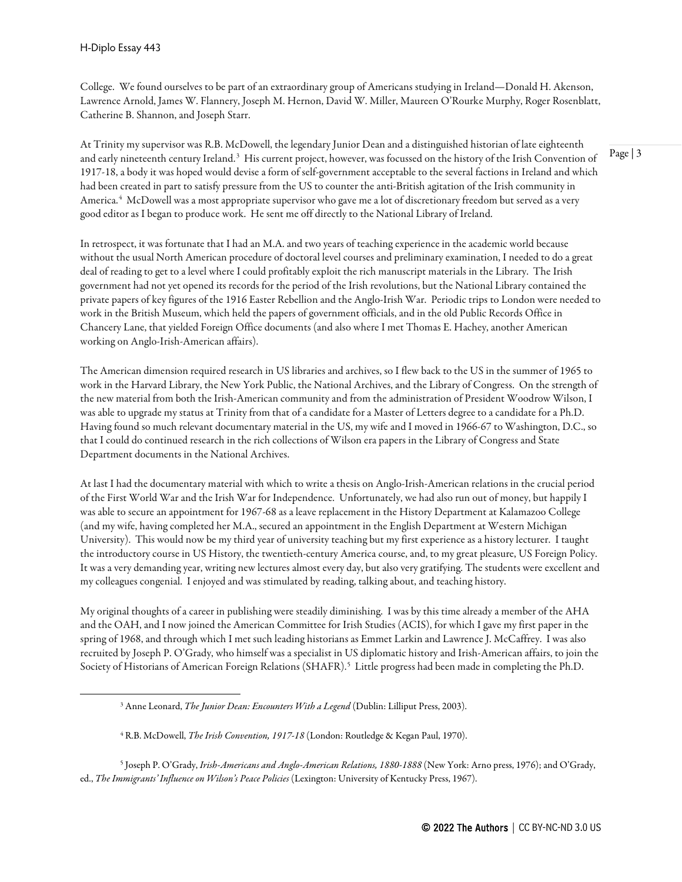College. We found ourselves to be part of an extraordinary group of Americans studying in Ireland—Donald H. Akenson, Lawrence Arnold, James W. Flannery, Joseph M. Hernon, David W. Miller, Maureen O'Rourke Murphy, Roger Rosenblatt, Catherine B. Shannon, and Joseph Starr.

At Trinity my supervisor was R.B. McDowell, the legendary Junior Dean and a distinguished historian of late eighteenth and early nineteenth century Ireland.[3] His current project, however, was focussed on the history of the Irish Convention of 1917-18, a body it was hoped would devise a form of self-government acceptable to the several factions in Ireland and which had been created in part to satisfy pressure from the US to counter the anti-British agitation of the Irish community in America.[4] McDowell was a most appropriate supervisor who gave me a lot of discretionary freedom but served as a very good editor as I began to produce work. He sent me off directly to the National Library of Ireland.

In retrospect, it was fortunate that I had an M.A. and two years of teaching experience in the academic world because without the usual North American procedure of doctoral level courses and preliminary examination, I needed to do a great deal of reading to get to a level where I could profitably exploit the rich manuscript materials in the Library. The Irish government had not yet opened its records for the period of the Irish revolutions, but the National Library contained the private papers of key figures of the 1916 Easter Rebellion and the Anglo-Irish War. Periodic trips to London were needed to work in the British Museum, which held the papers of government officials, and in the old Public Records Office in Chancery Lane, that yielded Foreign Office documents (and also where I met Thomas E. Hachey, another American working on Anglo-Irish-American affairs).

The American dimension required research in US libraries and archives, so I flew back to the US in the summer of 1965 to work in the Harvard Library, the New York Public, the National Archives, and the Library of Congress. On the strength of the new material from both the Irish-American community and from the administration of President Woodrow Wilson, I was able to upgrade my status at Trinity from that of a candidate for a Master of Letters degree to a candidate for a Ph.D. Having found so much relevant documentary material in the US, my wife and I moved in 1966-67 to Washington, D.C., so that I could do continued research in the rich collections of Wilson era papers in the Library of Congress and State Department documents in the National Archives.

At last I had the documentary material with which to write a thesis on Anglo-Irish-American relations in the crucial period of the First World War and the Irish War for Independence. Unfortunately, we had also run out of money, but happily I was able to secure an appointment for 1967-68 as a leave replacement in the History Department at Kalamazoo College (and my wife, having completed her M.A., secured an appointment in the English Department at Western Michigan University). This would now be my third year of university teaching but my first experience as a history lecturer. I taught the introductory course in US History, the twentieth-century America course, and, to my great pleasure, US Foreign Policy. It was a very demanding year, writing new lectures almost every day, but also very gratifying. The students were excellent and my colleagues congenial. I enjoyed and was stimulated by reading, talking about, and teaching history.

My original thoughts of a career in publishing were steadily diminishing. I was by this time already a member of the AHA and the OAH, and I now joined the American Committee for Irish Studies (ACIS), for which I gave my first paper in the spring of 1968, and through which I met such leading historians as Emmet Larkin and Lawrence J. McCaffrey. I was also recruited by Joseph P. O'Grady, who himself was a specialist in US diplomatic history and Irish-American affairs, to join the Society of Historians of American Foreign Relations (SHAFR).[5] Little progress had been made in completing the Ph.D.

---

[3] Anne Leonard, *The Junior Dean: Encounters With a Legend* (Dublin: Lilliput Press, 2003).

[4] R.B. McDowell, *The Irish Convention, 1917-18* (London: Routledge & Kegan Paul, 1970).

[5] Joseph P. O'Grady, *Irish-Americans and Anglo-American Relations, 1880-1888* (New York: Arno press, 1976); and O'Grady, ed., *The Immigrants' Influence on Wilson's Peace Policies* (Lexington: University of Kentucky Press, 1967).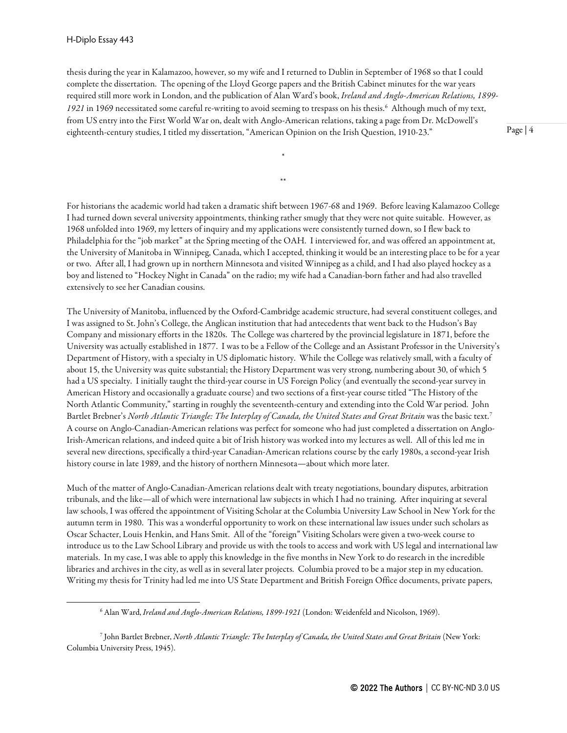thesis during the year in Kalamazoo, however, so my wife and I returned to Dublin in September of 1968 so that I could complete the dissertation. The opening of the Lloyd George papers and the British Cabinet minutes for the war years required still more work in London, and the publication of Alan Ward's book, *Ireland and Anglo-American Relations, 1899-1921* in 1969 necessitated some careful re-writing to avoid seeming to trespass on his thesis.[6] Although much of my text, from US entry into the First World War on, dealt with Anglo-American relations, taking a page from Dr. McDowell's eighteenth-century studies, I titled my dissertation, "American Opinion on the Irish Question, 1910-23."

\*

\*\*

For historians the academic world had taken a dramatic shift between 1967-68 and 1969. Before leaving Kalamazoo College I had turned down several university appointments, thinking rather smugly that they were not quite suitable. However, as 1968 unfolded into 1969, my letters of inquiry and my applications were consistently turned down, so I flew back to Philadelphia for the "job market" at the Spring meeting of the OAH. I interviewed for, and was offered an appointment at, the University of Manitoba in Winnipeg, Canada, which I accepted, thinking it would be an interesting place to be for a year or two. After all, I had grown up in northern Minnesota and visited Winnipeg as a child, and I had also played hockey as a boy and listened to "Hockey Night in Canada" on the radio; my wife had a Canadian-born father and had also travelled extensively to see her Canadian cousins.

The University of Manitoba, influenced by the Oxford-Cambridge academic structure, had several constituent colleges, and I was assigned to St. John's College, the Anglican institution that had antecedents that went back to the Hudson's Bay Company and missionary efforts in the 1820s. The College was chartered by the provincial legislature in 1871, before the University was actually established in 1877. I was to be a Fellow of the College and an Assistant Professor in the University's Department of History, with a specialty in US diplomatic history. While the College was relatively small, with a faculty of about 15, the University was quite substantial; the History Department was very strong, numbering about 30, of which 5 had a US specialty. I initially taught the third-year course in US Foreign Policy (and eventually the second-year survey in American History and occasionally a graduate course) and two sections of a first-year course titled "The History of the North Atlantic Community," starting in roughly the seventeenth-century and extending into the Cold War period. John Bartlet Brebner's *North Atlantic Triangle: The Interplay of Canada, the United States and Great Britain* was the basic text.[7] A course on Anglo-Canadian-American relations was perfect for someone who had just completed a dissertation on Anglo-Irish-American relations, and indeed quite a bit of Irish history was worked into my lectures as well. All of this led me in several new directions, specifically a third-year Canadian-American relations course by the early 1980s, a second-year Irish history course in late 1989, and the history of northern Minnesota—about which more later.

Much of the matter of Anglo-Canadian-American relations dealt with treaty negotiations, boundary disputes, arbitration tribunals, and the like—all of which were international law subjects in which I had no training. After inquiring at several law schools, I was offered the appointment of Visiting Scholar at the Columbia University Law School in New York for the autumn term in 1980. This was a wonderful opportunity to work on these international law issues under such scholars as Oscar Schacter, Louis Henkin, and Hans Smit. All of the "foreign" Visiting Scholars were given a two-week course to introduce us to the Law School Library and provide us with the tools to access and work with US legal and international law materials. In my case, I was able to apply this knowledge in the five months in New York to do research in the incredible libraries and archives in the city, as well as in several later projects. Columbia proved to be a major step in my education. Writing my thesis for Trinity had led me into US State Department and British Foreign Office documents, private papers,

[6] Alan Ward, *Ireland and Anglo-American Relations, 1899-1921* (London: Weidenfeld and Nicolson, 1969).

[7] John Bartlet Brebner, *North Atlantic Triangle: The Interplay of Canada, the United States and Great Britain* (New York: Columbia University Press, 1945).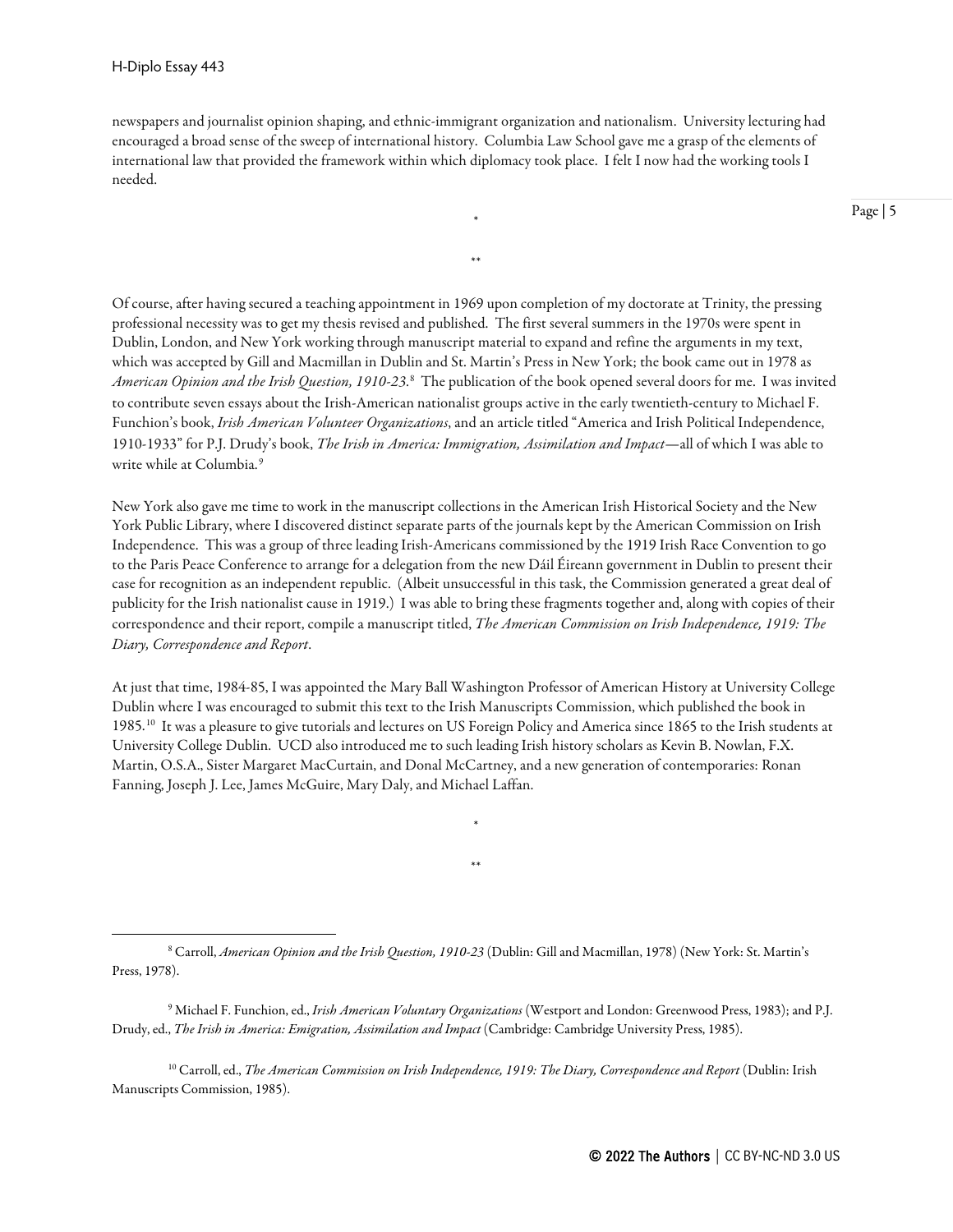newspapers and journalist opinion shaping, and ethnic-immigrant organization and nationalism. University lecturing had encouraged a broad sense of the sweep of international history. Columbia Law School gave me a grasp of the elements of international law that provided the framework within which diplomacy took place. I felt I now had the working tools I needed.

*

**

Of course, after having secured a teaching appointment in 1969 upon completion of my doctorate at Trinity, the pressing professional necessity was to get my thesis revised and published. The first several summers in the 1970s were spent in Dublin, London, and New York working through manuscript material to expand and refine the arguments in my text, which was accepted by Gill and Macmillan in Dublin and St. Martin's Press in New York; the book came out in 1978 as *American Opinion and the Irish Question, 1910-23*.[8] The publication of the book opened several doors for me. I was invited to contribute seven essays about the Irish-American nationalist groups active in the early twentieth-century to Michael F. Funchion's book, *Irish American Volunteer Organizations*, and an article titled "America and Irish Political Independence, 1910-1933" for P.J. Drudy's book, *The Irish in America: Immigration, Assimilation and Impact*—all of which I was able to write while at Columbia.[9]

New York also gave me time to work in the manuscript collections in the American Irish Historical Society and the New York Public Library, where I discovered distinct separate parts of the journals kept by the American Commission on Irish Independence. This was a group of three leading Irish-Americans commissioned by the 1919 Irish Race Convention to go to the Paris Peace Conference to arrange for a delegation from the new Dáil Éireann government in Dublin to present their case for recognition as an independent republic. (Albeit unsuccessful in this task, the Commission generated a great deal of publicity for the Irish nationalist cause in 1919.) I was able to bring these fragments together and, along with copies of their correspondence and their report, compile a manuscript titled, *The American Commission on Irish Independence, 1919: The Diary, Correspondence and Report*.

At just that time, 1984-85, I was appointed the Mary Ball Washington Professor of American History at University College Dublin where I was encouraged to submit this text to the Irish Manuscripts Commission, which published the book in 1985.[10] It was a pleasure to give tutorials and lectures on US Foreign Policy and America since 1865 to the Irish students at University College Dublin. UCD also introduced me to such leading Irish history scholars as Kevin B. Nowlan, F.X. Martin, O.S.A., Sister Margaret MacCurtain, and Donal McCartney, and a new generation of contemporaries: Ronan Fanning, Joseph J. Lee, James McGuire, Mary Daly, and Michael Laffan.

*

**

[8] Carroll, *American Opinion and the Irish Question, 1910-23* (Dublin: Gill and Macmillan, 1978) (New York: St. Martin's Press, 1978).

[9] Michael F. Funchion, ed., *Irish American Voluntary Organizations* (Westport and London: Greenwood Press, 1983); and P.J. Drudy, ed., *The Irish in America: Emigration, Assimilation and Impact* (Cambridge: Cambridge University Press, 1985).

[10] Carroll, ed., *The American Commission on Irish Independence, 1919: The Diary, Correspondence and Report* (Dublin: Irish Manuscripts Commission, 1985).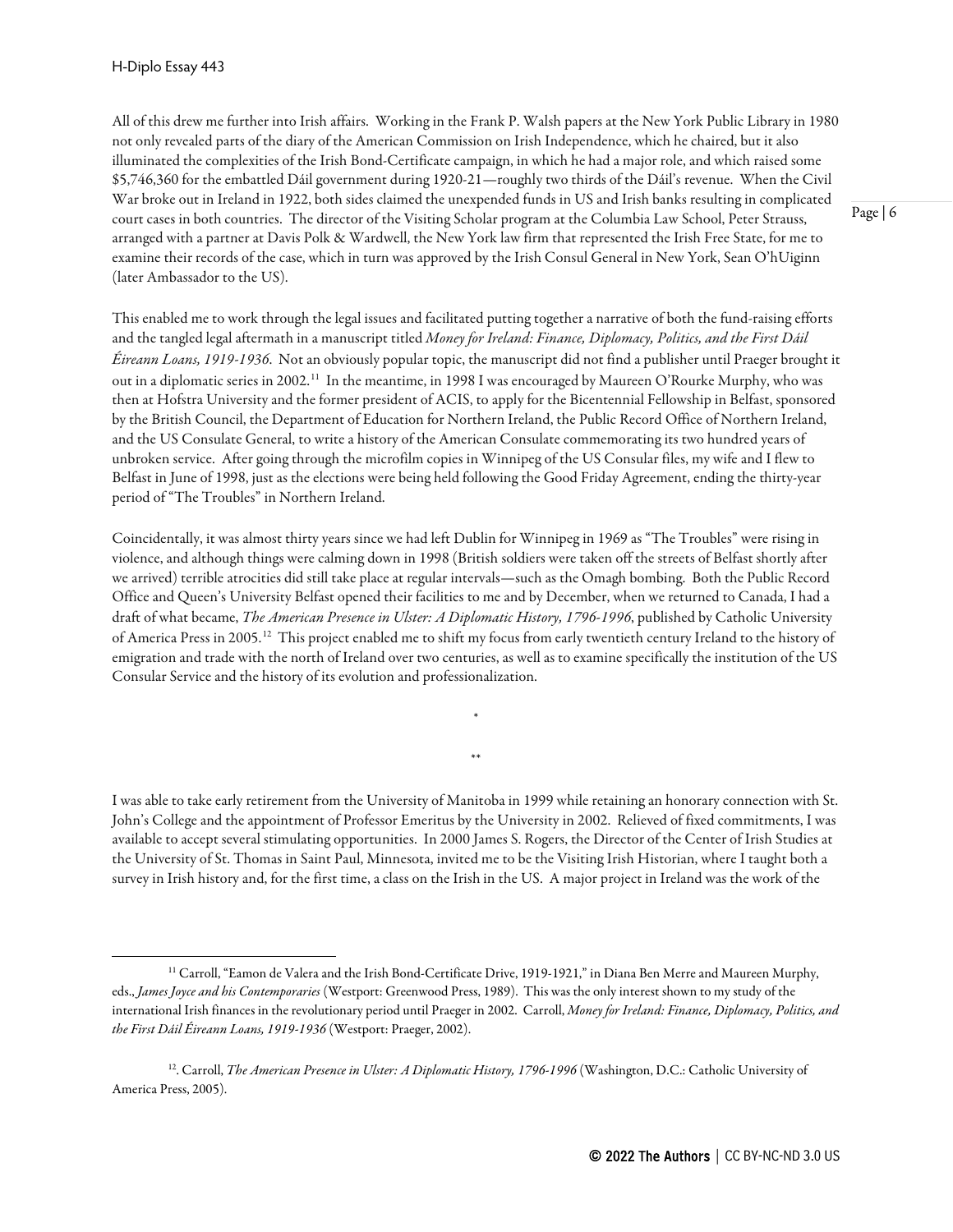All of this drew me further into Irish affairs. Working in the Frank P. Walsh papers at the New York Public Library in 1980 not only revealed parts of the diary of the American Commission on Irish Independence, which he chaired, but it also illuminated the complexities of the Irish Bond-Certificate campaign, in which he had a major role, and which raised some $5,746,360 for the embattled Dáil government during 1920-21—roughly two thirds of the Dáil's revenue. When the Civil War broke out in Ireland in 1922, both sides claimed the unexpended funds in US and Irish banks resulting in complicated court cases in both countries. The director of the Visiting Scholar program at the Columbia Law School, Peter Strauss, arranged with a partner at Davis Polk & Wardwell, the New York law firm that represented the Irish Free State, for me to examine their records of the case, which in turn was approved by the Irish Consul General in New York, Sean O'hUiginn (later Ambassador to the US).

This enabled me to work through the legal issues and facilitated putting together a narrative of both the fund-raising efforts and the tangled legal aftermath in a manuscript titled *Money for Ireland: Finance, Diplomacy, Politics, and the First Dáil Éireann Loans, 1919-1936*. Not an obviously popular topic, the manuscript did not find a publisher until Praeger brought it out in a diplomatic series in 2002.[11] In the meantime, in 1998 I was encouraged by Maureen O'Rourke Murphy, who was then at Hofstra University and the former president of ACIS, to apply for the Bicentennial Fellowship in Belfast, sponsored by the British Council, the Department of Education for Northern Ireland, the Public Record Office of Northern Ireland, and the US Consulate General, to write a history of the American Consulate commemorating its two hundred years of unbroken service. After going through the microfilm copies in Winnipeg of the US Consular files, my wife and I flew to Belfast in June of 1998, just as the elections were being held following the Good Friday Agreement, ending the thirty-year period of "The Troubles" in Northern Ireland.

Coincidentally, it was almost thirty years since we had left Dublin for Winnipeg in 1969 as "The Troubles" were rising in violence, and although things were calming down in 1998 (British soldiers were taken off the streets of Belfast shortly after we arrived) terrible atrocities did still take place at regular intervals—such as the Omagh bombing. Both the Public Record Office and Queen's University Belfast opened their facilities to me and by December, when we returned to Canada, I had a draft of what became, *The American Presence in Ulster: A Diplomatic History, 1796-1996*, published by Catholic University of America Press in 2005.[12] This project enabled me to shift my focus from early twentieth century Ireland to the history of emigration and trade with the north of Ireland over two centuries, as well as to examine specifically the institution of the US Consular Service and the history of its evolution and professionalization.

\*

\*\*

I was able to take early retirement from the University of Manitoba in 1999 while retaining an honorary connection with St. John's College and the appointment of Professor Emeritus by the University in 2002. Relieved of fixed commitments, I was available to accept several stimulating opportunities. In 2000 James S. Rogers, the Director of the Center of Irish Studies at the University of St. Thomas in Saint Paul, Minnesota, invited me to be the Visiting Irish Historian, where I taught both a survey in Irish history and, for the first time, a class on the Irish in the US. A major project in Ireland was the work of the

---

[11] Carroll, "Eamon de Valera and the Irish Bond-Certificate Drive, 1919-1921," in Diana Ben Merre and Maureen Murphy, eds., *James Joyce and his Contemporaries* (Westport: Greenwood Press, 1989). This was the only interest shown to my study of the international Irish finances in the revolutionary period until Praeger in 2002. Carroll, *Money for Ireland: Finance, Diplomacy, Politics, and the First Dáil Éireann Loans, 1919-1936* (Westport: Praeger, 2002).

[12]. Carroll, *The American Presence in Ulster: A Diplomatic History, 1796-1996* (Washington, D.C.: Catholic University of America Press, 2005).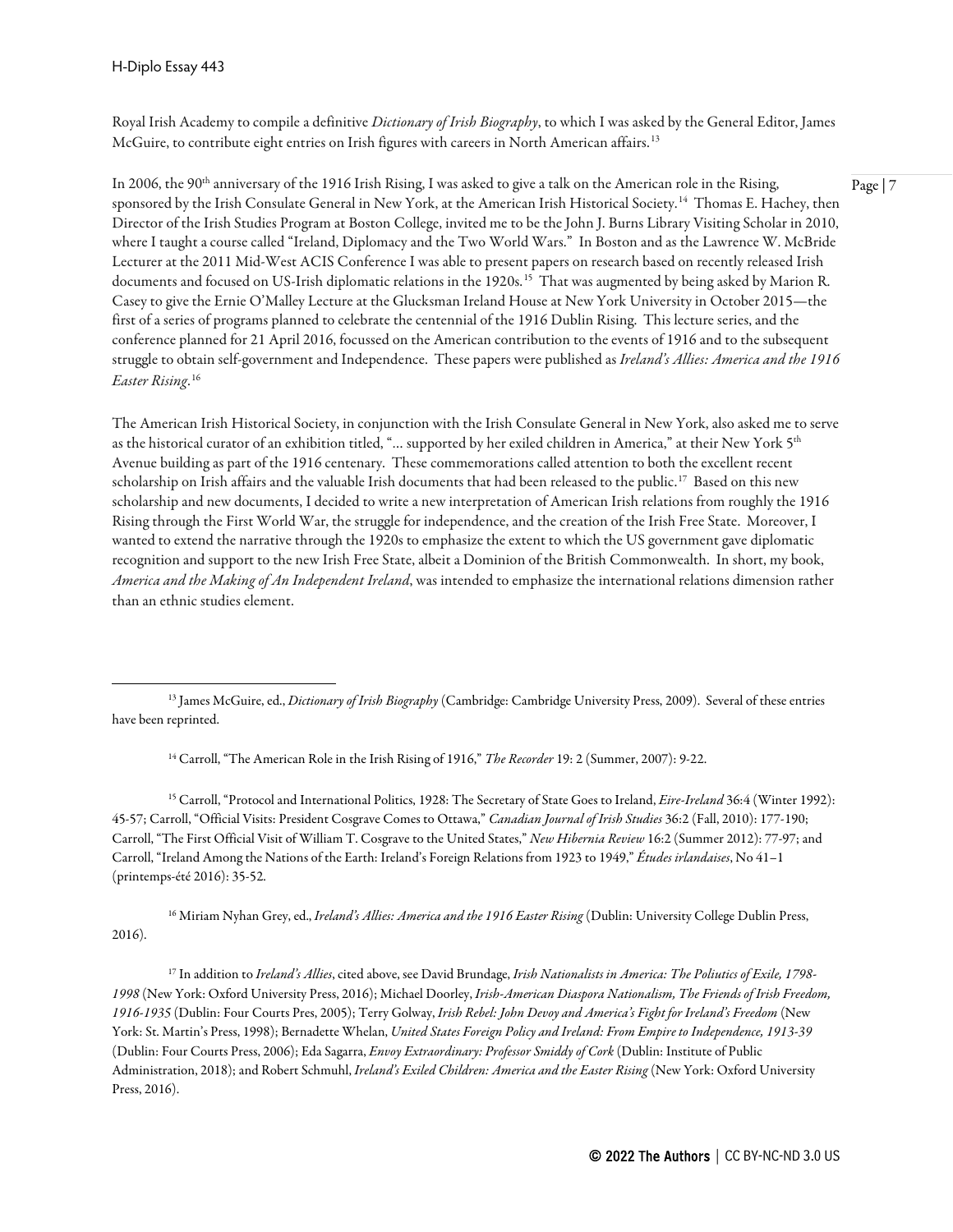Royal Irish Academy to compile a definitive *Dictionary of Irish Biography*, to which I was asked by the General Editor, James McGuire, to contribute eight entries on Irish figures with careers in North American affairs.[13]

In 2006, the 90th anniversary of the 1916 Irish Rising, I was asked to give a talk on the American role in the Rising, sponsored by the Irish Consulate General in New York, at the American Irish Historical Society.[14] Thomas E. Hachey, then Director of the Irish Studies Program at Boston College, invited me to be the John J. Burns Library Visiting Scholar in 2010, where I taught a course called "Ireland, Diplomacy and the Two World Wars." In Boston and as the Lawrence W. McBride Lecturer at the 2011 Mid-West ACIS Conference I was able to present papers on research based on recently released Irish documents and focused on US-Irish diplomatic relations in the 1920s.[15] That was augmented by being asked by Marion R. Casey to give the Ernie O'Malley Lecture at the Glucksman Ireland House at New York University in October 2015—the first of a series of programs planned to celebrate the centennial of the 1916 Dublin Rising. This lecture series, and the conference planned for 21 April 2016, focussed on the American contribution to the events of 1916 and to the subsequent struggle to obtain self-government and Independence. These papers were published as *Ireland's Allies: America and the 1916 Easter Rising*.[16]

The American Irish Historical Society, in conjunction with the Irish Consulate General in New York, also asked me to serve as the historical curator of an exhibition titled, "... supported by her exiled children in America," at their New York 5th Avenue building as part of the 1916 centenary. These commemorations called attention to both the excellent recent scholarship on Irish affairs and the valuable Irish documents that had been released to the public.[17] Based on this new scholarship and new documents, I decided to write a new interpretation of American Irish relations from roughly the 1916 Rising through the First World War, the struggle for independence, and the creation of the Irish Free State. Moreover, I wanted to extend the narrative through the 1920s to emphasize the extent to which the US government gave diplomatic recognition and support to the new Irish Free State, albeit a Dominion of the British Commonwealth. In short, my book, *America and the Making of An Independent Ireland*, was intended to emphasize the international relations dimension rather than an ethnic studies element.

---

[13] James McGuire, ed., *Dictionary of Irish Biography* (Cambridge: Cambridge University Press, 2009). Several of these entries have been reprinted.

[14] Carroll, "The American Role in the Irish Rising of 1916," *The Recorder* 19: 2 (Summer, 2007): 9-22.

[15] Carroll, "Protocol and International Politics, 1928: The Secretary of State Goes to Ireland, *Eire-Ireland* 36:4 (Winter 1992): 45-57; Carroll, "Official Visits: President Cosgrave Comes to Ottawa," *Canadian Journal of Irish Studies* 36:2 (Fall, 2010): 177-190; Carroll, "The First Official Visit of William T. Cosgrave to the United States," *New Hibernia Review* 16:2 (Summer 2012): 77-97; and Carroll, "Ireland Among the Nations of the Earth: Ireland's Foreign Relations from 1923 to 1949," *Études irlandaises*, No 41–1 (printemps-été 2016): 35-52.

[16] Miriam Nyhan Grey, ed., *Ireland's Allies: America and the 1916 Easter Rising* (Dublin: University College Dublin Press, 2016).

[17] In addition to *Ireland's Allies*, cited above, see David Brundage, *Irish Nationalists in America: The Poliutics of Exile, 1798-1998* (New York: Oxford University Press, 2016); Michael Doorley, *Irish-American Diaspora Nationalism, The Friends of Irish Freedom, 1916-1935* (Dublin: Four Courts Pres, 2005); Terry Golway, *Irish Rebel: John Devoy and America's Fight for Ireland's Freedom* (New York: St. Martin's Press, 1998); Bernadette Whelan, *United States Foreign Policy and Ireland: From Empire to Independence, 1913-39* (Dublin: Four Courts Press, 2006); Eda Sagarra, *Envoy Extraordinary: Professor Smiddy of Cork* (Dublin: Institute of Public Administration, 2018); and Robert Schmuhl, *Ireland's Exiled Children: America and the Easter Rising* (New York: Oxford University Press, 2016).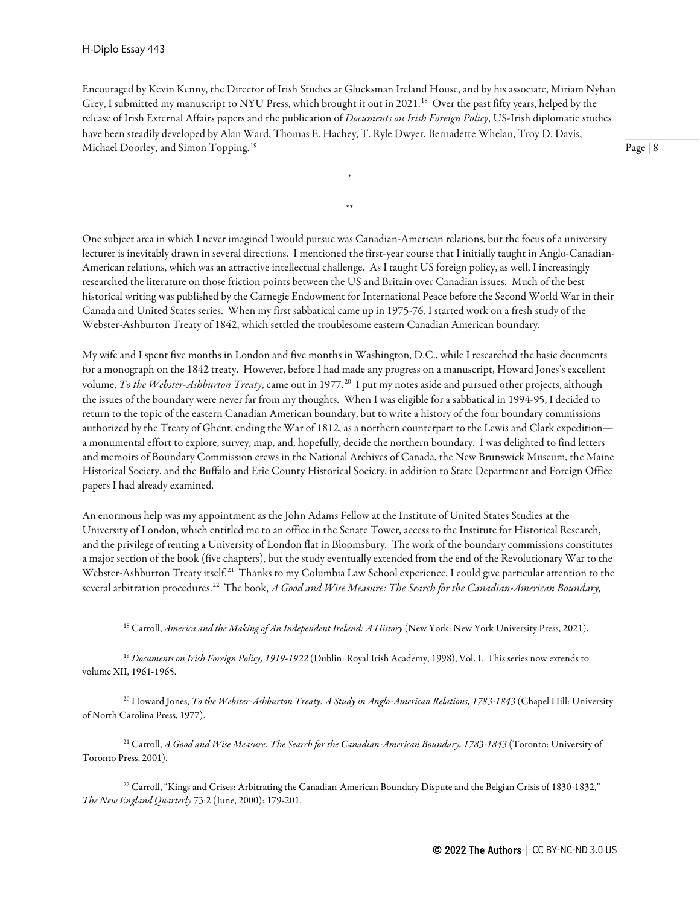Encouraged by Kevin Kenny, the Director of Irish Studies at Glucksman Ireland House, and by his associate, Miriam Nyhan Grey, I submitted my manuscript to NYU Press, which brought it out in 2021.[18] Over the past fifty years, helped by the release of Irish External Affairs papers and the publication of *Documents on Irish Foreign Policy*, US-Irish diplomatic studies have been steadily developed by Alan Ward, Thomas E. Hachey, T. Ryle Dwyer, Bernadette Whelan, Troy D. Davis, Michael Doorley, and Simon Topping.[19]

\*

\*\*

One subject area in which I never imagined I would pursue was Canadian-American relations, but the focus of a university lecturer is inevitably drawn in several directions. I mentioned the first-year course that I initially taught in Anglo-Canadian-American relations, which was an attractive intellectual challenge. As I taught US foreign policy, as well, I increasingly researched the literature on those friction points between the US and Britain over Canadian issues. Much of the best historical writing was published by the Carnegie Endowment for International Peace before the Second World War in their Canada and United States series. When my first sabbatical came up in 1975-76, I started work on a fresh study of the Webster-Ashburton Treaty of 1842, which settled the troublesome eastern Canadian American boundary.

My wife and I spent five months in London and five months in Washington, D.C., while I researched the basic documents for a monograph on the 1842 treaty. However, before I had made any progress on a manuscript, Howard Jones's excellent volume, *To the Webster-Ashburton Treaty*, came out in 1977.[20] I put my notes aside and pursued other projects, although the issues of the boundary were never far from my thoughts. When I was eligible for a sabbatical in 1994-95, I decided to return to the topic of the eastern Canadian American boundary, but to write a history of the four boundary commissions authorized by the Treaty of Ghent, ending the War of 1812, as a northern counterpart to the Lewis and Clark expedition—a monumental effort to explore, survey, map, and, hopefully, decide the northern boundary. I was delighted to find letters and memoirs of Boundary Commission crews in the National Archives of Canada, the New Brunswick Museum, the Maine Historical Society, and the Buffalo and Erie County Historical Society, in addition to State Department and Foreign Office papers I had already examined.

An enormous help was my appointment as the John Adams Fellow at the Institute of United States Studies at the University of London, which entitled me to an office in the Senate Tower, access to the Institute for Historical Research, and the privilege of renting a University of London flat in Bloomsbury. The work of the boundary commissions constitutes a major section of the book (five chapters), but the study eventually extended from the end of the Revolutionary War to the Webster-Ashburton Treaty itself.[21] Thanks to my Columbia Law School experience, I could give particular attention to the several arbitration procedures.[22] The book, *A Good and Wise Measure: The Search for the Canadian-American Boundary,*

---

[18] Carroll, *America and the Making of An Independent Ireland: A History* (New York: New York University Press, 2021).

[19] *Documents on Irish Foreign Policy, 1919-1922* (Dublin: Royal Irish Academy, 1998), Vol. I. This series now extends to volume XII, 1961-1965.

[20] Howard Jones, *To the Webster-Ashburton Treaty: A Study in Anglo-American Relations, 1783-1843* (Chapel Hill: University of North Carolina Press, 1977).

[21] Carroll, *A Good and Wise Measure: The Search for the Canadian-American Boundary, 1783-1843* (Toronto: University of Toronto Press, 2001).

[22] Carroll, "Kings and Crises: Arbitrating the Canadian-American Boundary Dispute and the Belgian Crisis of 1830-1832," *The New England Quarterly* 73:2 (June, 2000): 179-201.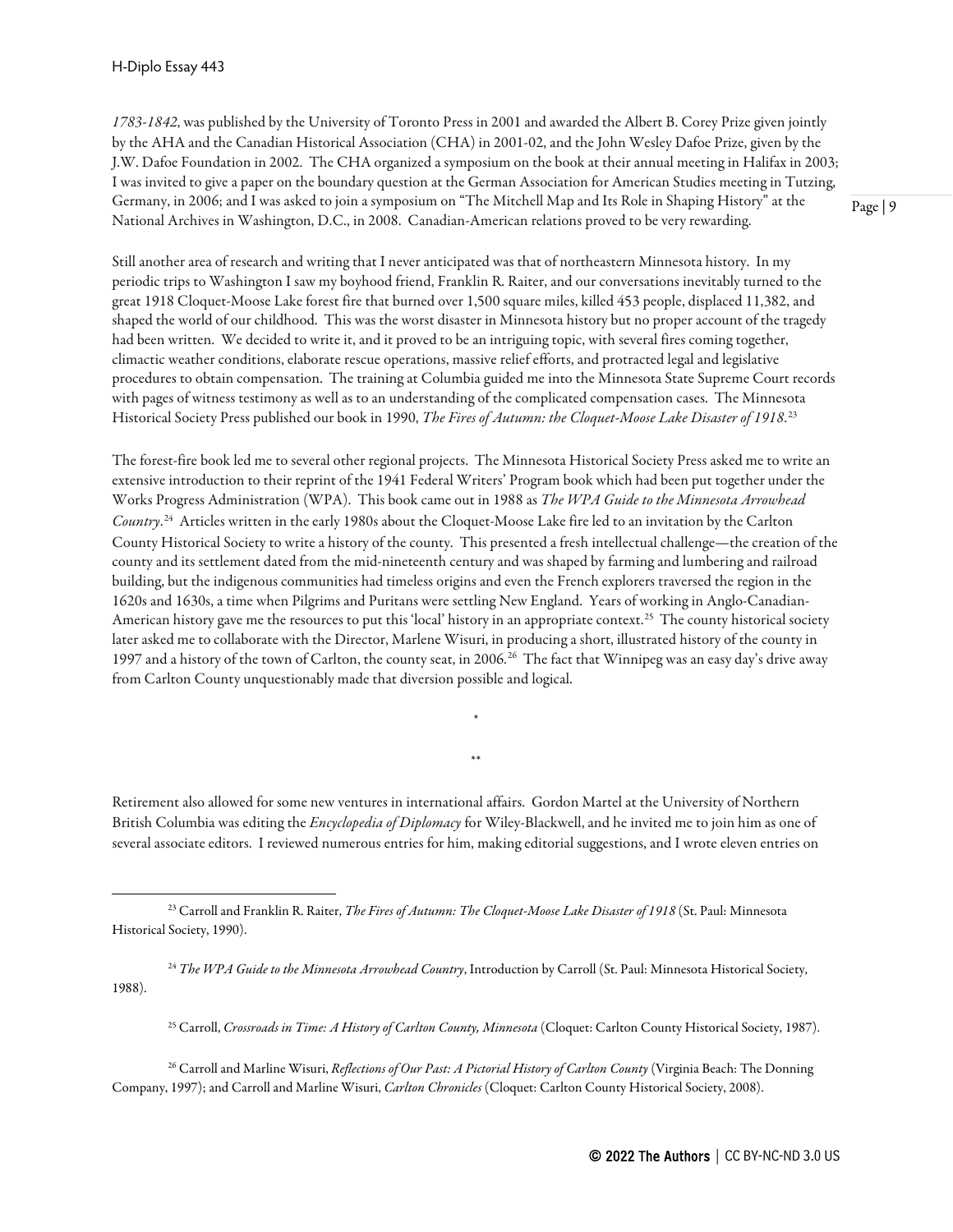*1783-1842*, was published by the University of Toronto Press in 2001 and awarded the Albert B. Corey Prize given jointly by the AHA and the Canadian Historical Association (CHA) in 2001-02, and the John Wesley Dafoe Prize, given by the J.W. Dafoe Foundation in 2002. The CHA organized a symposium on the book at their annual meeting in Halifax in 2003; I was invited to give a paper on the boundary question at the German Association for American Studies meeting in Tutzing, Germany, in 2006; and I was asked to join a symposium on "The Mitchell Map and Its Role in Shaping History" at the National Archives in Washington, D.C., in 2008. Canadian-American relations proved to be very rewarding.

Still another area of research and writing that I never anticipated was that of northeastern Minnesota history. In my periodic trips to Washington I saw my boyhood friend, Franklin R. Raiter, and our conversations inevitably turned to the great 1918 Cloquet-Moose Lake forest fire that burned over 1,500 square miles, killed 453 people, displaced 11,382, and shaped the world of our childhood. This was the worst disaster in Minnesota history but no proper account of the tragedy had been written. We decided to write it, and it proved to be an intriguing topic, with several fires coming together, climactic weather conditions, elaborate rescue operations, massive relief efforts, and protracted legal and legislative procedures to obtain compensation. The training at Columbia guided me into the Minnesota State Supreme Court records with pages of witness testimony as well as to an understanding of the complicated compensation cases. The Minnesota Historical Society Press published our book in 1990, *The Fires of Autumn: the Cloquet-Moose Lake Disaster of 1918*.[23]

The forest-fire book led me to several other regional projects. The Minnesota Historical Society Press asked me to write an extensive introduction to their reprint of the 1941 Federal Writers' Program book which had been put together under the Works Progress Administration (WPA). This book came out in 1988 as *The WPA Guide to the Minnesota Arrowhead Country*.[24] Articles written in the early 1980s about the Cloquet-Moose Lake fire led to an invitation by the Carlton County Historical Society to write a history of the county. This presented a fresh intellectual challenge—the creation of the county and its settlement dated from the mid-nineteenth century and was shaped by farming and lumbering and railroad building, but the indigenous communities had timeless origins and even the French explorers traversed the region in the 1620s and 1630s, a time when Pilgrims and Puritans were settling New England. Years of working in Anglo-Canadian-American history gave me the resources to put this 'local' history in an appropriate context.[25] The county historical society later asked me to collaborate with the Director, Marlene Wisuri, in producing a short, illustrated history of the county in 1997 and a history of the town of Carlton, the county seat, in 2006.[26] The fact that Winnipeg was an easy day's drive away from Carlton County unquestionably made that diversion possible and logical.

\*

\*\*

Retirement also allowed for some new ventures in international affairs. Gordon Martel at the University of Northern British Columbia was editing the *Encyclopedia of Diplomacy* for Wiley-Blackwell, and he invited me to join him as one of several associate editors. I reviewed numerous entries for him, making editorial suggestions, and I wrote eleven entries on

---

[23] Carroll and Franklin R. Raiter, *The Fires of Autumn: The Cloquet-Moose Lake Disaster of 1918* (St. Paul: Minnesota Historical Society, 1990).

[24] *The WPA Guide to the Minnesota Arrowhead Country*, Introduction by Carroll (St. Paul: Minnesota Historical Society, 1988).

[25] Carroll, *Crossroads in Time: A History of Carlton County, Minnesota* (Cloquet: Carlton County Historical Society, 1987).

[26] Carroll and Marline Wisuri, *Reflections of Our Past: A Pictorial History of Carlton County* (Virginia Beach: The Donning Company, 1997); and Carroll and Marline Wisuri, *Carlton Chronicles* (Cloquet: Carlton County Historical Society, 2008).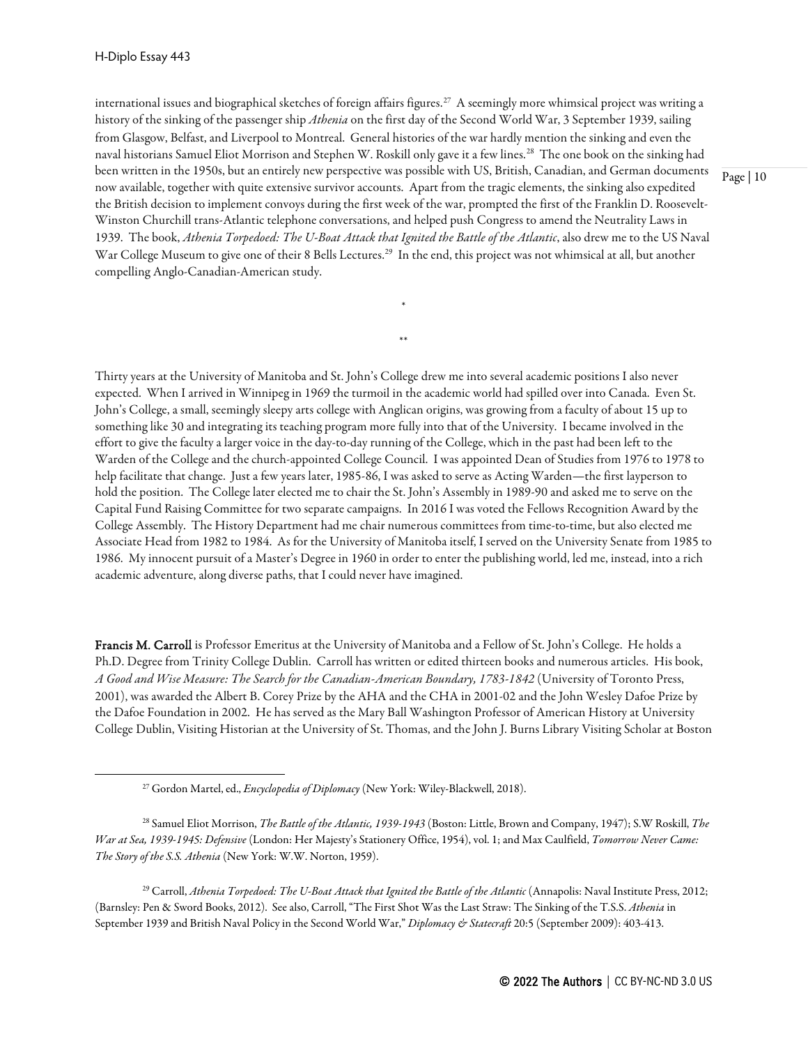international issues and biographical sketches of foreign affairs figures.[27] A seemingly more whimsical project was writing a history of the sinking of the passenger ship *Athenia* on the first day of the Second World War, 3 September 1939, sailing from Glasgow, Belfast, and Liverpool to Montreal. General histories of the war hardly mention the sinking and even the naval historians Samuel Eliot Morrison and Stephen W. Roskill only gave it a few lines.[28] The one book on the sinking had been written in the 1950s, but an entirely new perspective was possible with US, British, Canadian, and German documents now available, together with quite extensive survivor accounts. Apart from the tragic elements, the sinking also expedited the British decision to implement convoys during the first week of the war, prompted the first of the Franklin D. Roosevelt-Winston Churchill trans-Atlantic telephone conversations, and helped push Congress to amend the Neutrality Laws in 1939. The book, *Athenia Torpedoed: The U-Boat Attack that Ignited the Battle of the Atlantic*, also drew me to the US Naval War College Museum to give one of their 8 Bells Lectures.[29] In the end, this project was not whimsical at all, but another compelling Anglo-Canadian-American study.

*

**

Thirty years at the University of Manitoba and St. John's College drew me into several academic positions I also never expected. When I arrived in Winnipeg in 1969 the turmoil in the academic world had spilled over into Canada. Even St. John's College, a small, seemingly sleepy arts college with Anglican origins, was growing from a faculty of about 15 up to something like 30 and integrating its teaching program more fully into that of the University. I became involved in the effort to give the faculty a larger voice in the day-to-day running of the College, which in the past had been left to the Warden of the College and the church-appointed College Council. I was appointed Dean of Studies from 1976 to 1978 to help facilitate that change. Just a few years later, 1985-86, I was asked to serve as Acting Warden—the first layperson to hold the position. The College later elected me to chair the St. John's Assembly in 1989-90 and asked me to serve on the Capital Fund Raising Committee for two separate campaigns. In 2016 I was voted the Fellows Recognition Award by the College Assembly. The History Department had me chair numerous committees from time-to-time, but also elected me Associate Head from 1982 to 1984. As for the University of Manitoba itself, I served on the University Senate from 1985 to 1986. My innocent pursuit of a Master's Degree in 1960 in order to enter the publishing world, led me, instead, into a rich academic adventure, along diverse paths, that I could never have imagined.

**Francis M. Carroll** is Professor Emeritus at the University of Manitoba and a Fellow of St. John's College. He holds a Ph.D. Degree from Trinity College Dublin. Carroll has written or edited thirteen books and numerous articles. His book, *A Good and Wise Measure: The Search for the Canadian-American Boundary, 1783-1842* (University of Toronto Press, 2001), was awarded the Albert B. Corey Prize by the AHA and the CHA in 2001-02 and the John Wesley Dafoe Prize by the Dafoe Foundation in 2002. He has served as the Mary Ball Washington Professor of American History at University College Dublin, Visiting Historian at the University of St. Thomas, and the John J. Burns Library Visiting Scholar at Boston

[27] Gordon Martel, ed., *Encyclopedia of Diplomacy* (New York: Wiley-Blackwell, 2018).

[28] Samuel Eliot Morrison, *The Battle of the Atlantic, 1939-1943* (Boston: Little, Brown and Company, 1947); S.W Roskill, *The War at Sea, 1939-1945: Defensive* (London: Her Majesty's Stationery Office, 1954), vol. 1; and Max Caulfield, *Tomorrow Never Came: The Story of the S.S. Athenia* (New York: W.W. Norton, 1959).

[29] Carroll, *Athenia Torpedoed: The U-Boat Attack that Ignited the Battle of the Atlantic* (Annapolis: Naval Institute Press, 2012; (Barnsley: Pen & Sword Books, 2012). See also, Carroll, "The First Shot Was the Last Straw: The Sinking of the T.S.S. *Athenia* in September 1939 and British Naval Policy in the Second World War," *Diplomacy & Statecraft* 20:5 (September 2009): 403-413.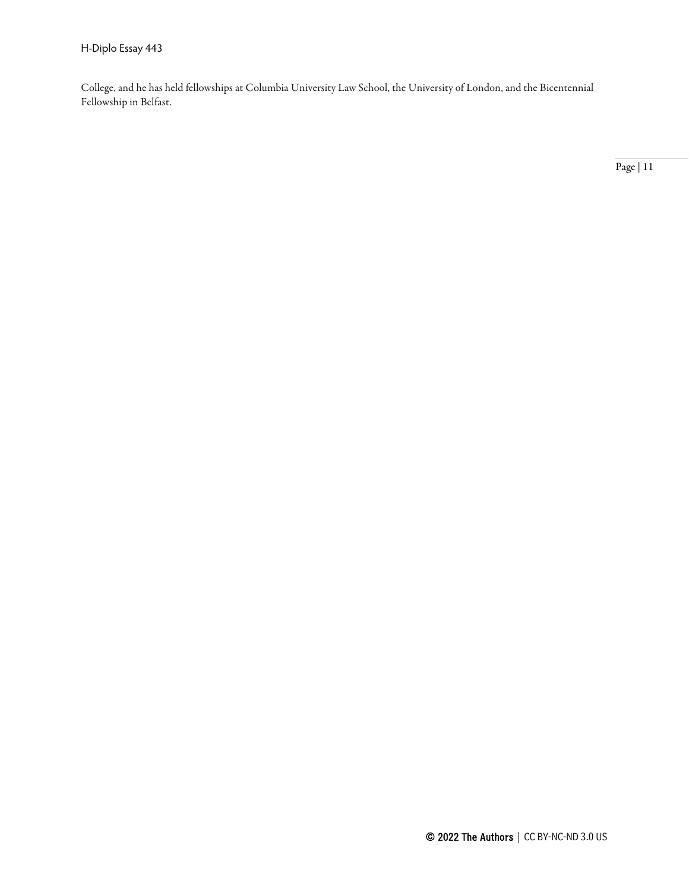College, and he has held fellowships at Columbia University Law School, the University of London, and the Bicentennial Fellowship in Belfast.